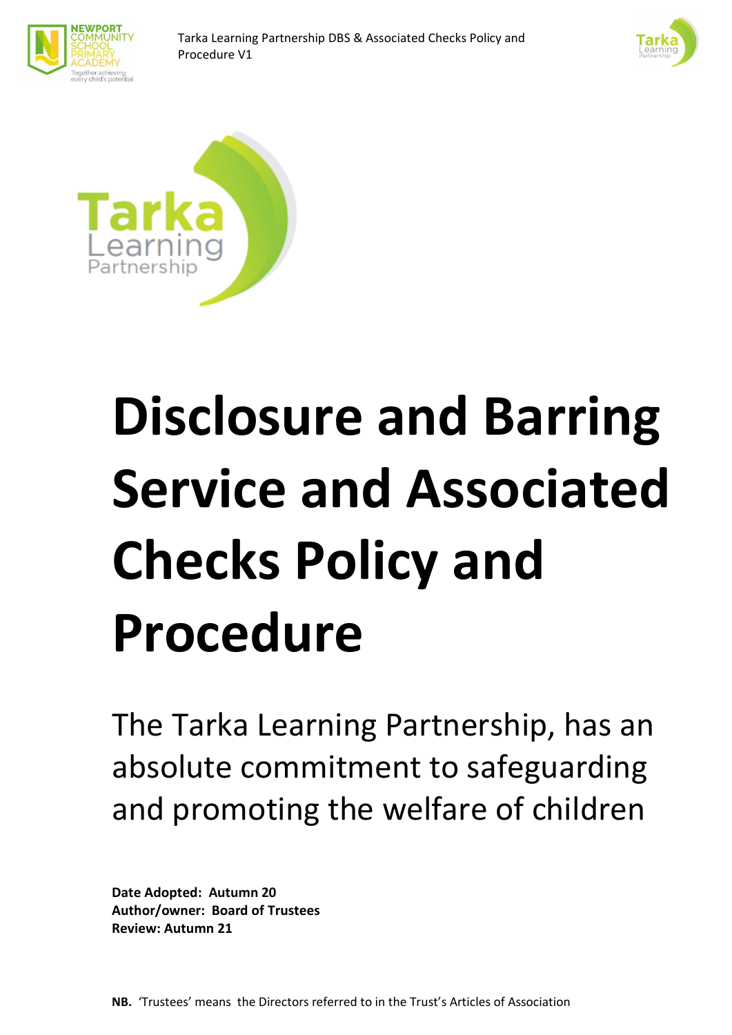# Disclosure and Barring Service and Associated Checks Policy and Procedure

The Tarka Learning Partnership, has an absolute commitment to safeguarding and promoting the welfare of children

**Date Adopted: Autumn 20**
**Author/owner: Board of Trustees**
**Review: Autumn 21**

**NB.** 'Trustees' means the Directors referred to in the Trust's Articles of Association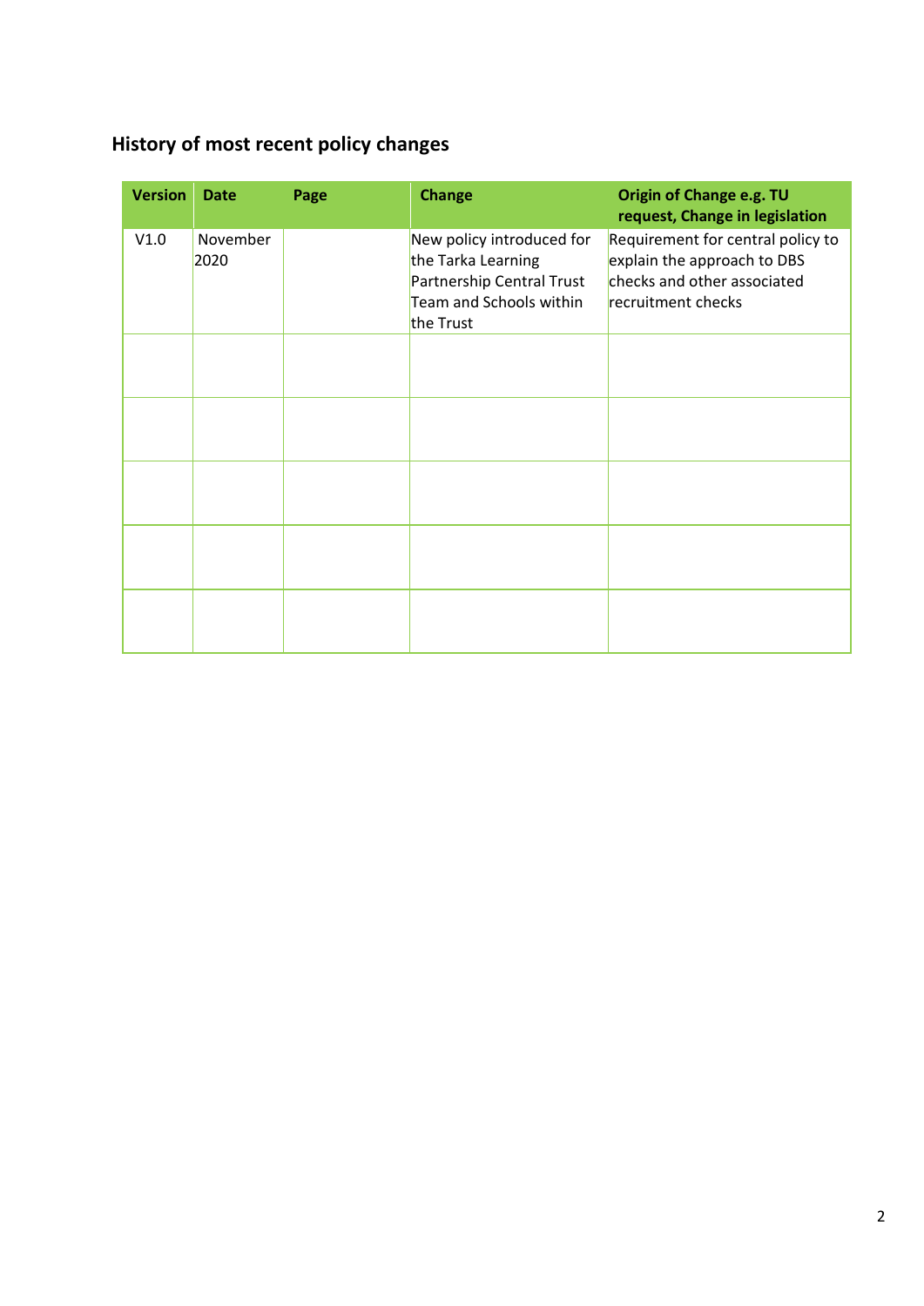## History of most recent policy changes

| Version | Date | Page | Change | Origin of Change e.g. TU request, Change in legislation |
| --- | --- | --- | --- | --- |
| V1.0 | November 2020 | | New policy introduced for the Tarka Learning Partnership Central Trust Team and Schools within the Trust | Requirement for central policy to explain the approach to DBS checks and other associated recruitment checks |
| | | | | |
| | | | | |
| | | | | |
| | | | | |
| | | | | |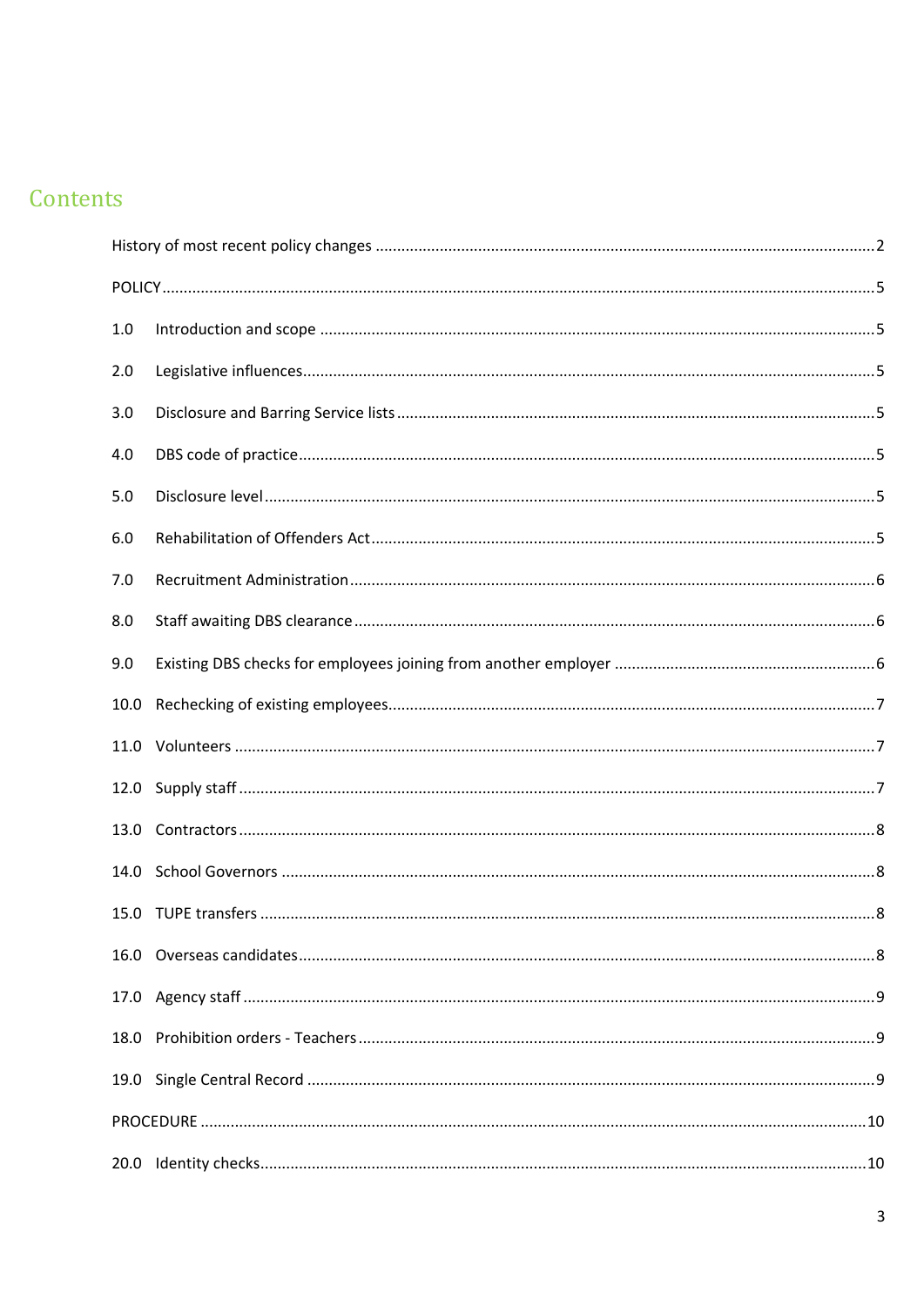# Contents

History of most recent policy changes .......... 2

POLICY .......... 5

1.0 Introduction and scope .......... 5

2.0 Legislative influences .......... 5

3.0 Disclosure and Barring Service lists .......... 5

4.0 DBS code of practice .......... 5

5.0 Disclosure level .......... 5

6.0 Rehabilitation of Offenders Act .......... 5

7.0 Recruitment Administration .......... 6

8.0 Staff awaiting DBS clearance .......... 6

9.0 Existing DBS checks for employees joining from another employer .......... 6

10.0 Rechecking of existing employees .......... 7

11.0 Volunteers .......... 7

12.0 Supply staff .......... 7

13.0 Contractors .......... 8

14.0 School Governors .......... 8

15.0 TUPE transfers .......... 8

16.0 Overseas candidates .......... 8

17.0 Agency staff .......... 9

18.0 Prohibition orders - Teachers .......... 9

19.0 Single Central Record .......... 9

PROCEDURE .......... 10

20.0 Identity checks .......... 10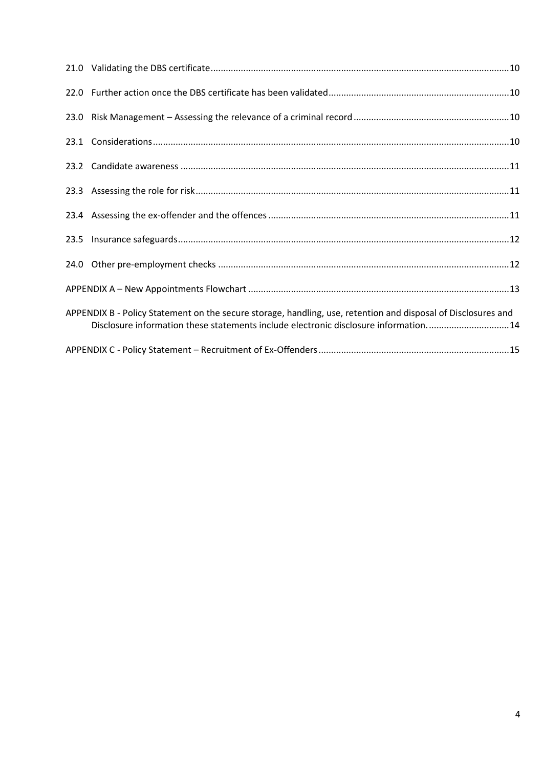21.0 Validating the DBS certificate ..... 10

22.0 Further action once the DBS certificate has been validated ..... 10

23.0 Risk Management – Assessing the relevance of a criminal record ..... 10

23.1 Considerations ..... 10

23.2 Candidate awareness ..... 11

23.3 Assessing the role for risk ..... 11

23.4 Assessing the ex-offender and the offences ..... 11

23.5 Insurance safeguards ..... 12

24.0 Other pre-employment checks ..... 12

APPENDIX A – New Appointments Flowchart ..... 13

APPENDIX B - Policy Statement on the secure storage, handling, use, retention and disposal of Disclosures and Disclosure information these statements include electronic disclosure information. ..... 14

APPENDIX C - Policy Statement – Recruitment of Ex-Offenders ..... 15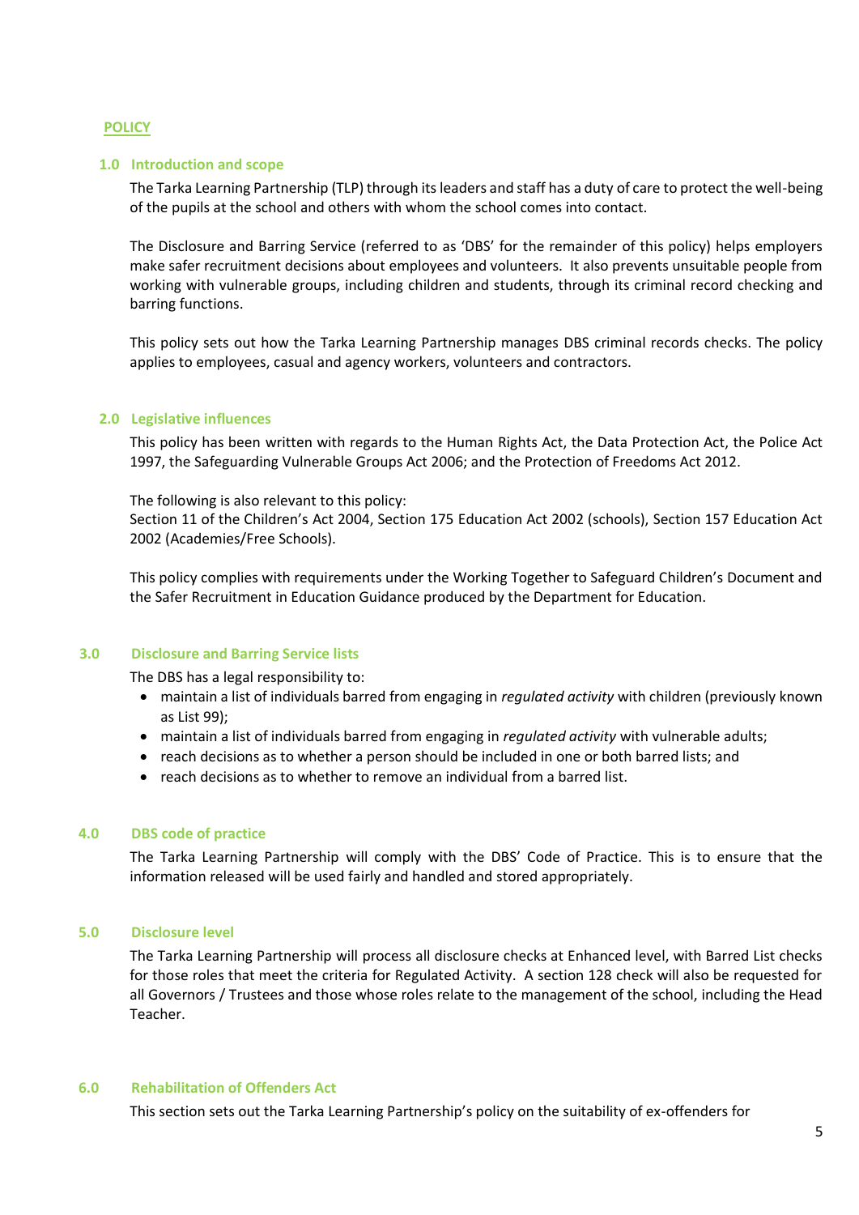## POLICY

### 1.0 Introduction and scope

The Tarka Learning Partnership (TLP) through its leaders and staff has a duty of care to protect the well-being of the pupils at the school and others with whom the school comes into contact.

The Disclosure and Barring Service (referred to as 'DBS' for the remainder of this policy) helps employers make safer recruitment decisions about employees and volunteers. It also prevents unsuitable people from working with vulnerable groups, including children and students, through its criminal record checking and barring functions.

This policy sets out how the Tarka Learning Partnership manages DBS criminal records checks. The policy applies to employees, casual and agency workers, volunteers and contractors.

### 2.0 Legislative influences

This policy has been written with regards to the Human Rights Act, the Data Protection Act, the Police Act 1997, the Safeguarding Vulnerable Groups Act 2006; and the Protection of Freedoms Act 2012.

The following is also relevant to this policy:
Section 11 of the Children's Act 2004, Section 175 Education Act 2002 (schools), Section 157 Education Act 2002 (Academies/Free Schools).

This policy complies with requirements under the Working Together to Safeguard Children's Document and the Safer Recruitment in Education Guidance produced by the Department for Education.

### 3.0 Disclosure and Barring Service lists

The DBS has a legal responsibility to:

- maintain a list of individuals barred from engaging in *regulated activity* with children (previously known as List 99);
- maintain a list of individuals barred from engaging in *regulated activity* with vulnerable adults;
- reach decisions as to whether a person should be included in one or both barred lists; and
- reach decisions as to whether to remove an individual from a barred list.

### 4.0 DBS code of practice

The Tarka Learning Partnership will comply with the DBS' Code of Practice. This is to ensure that the information released will be used fairly and handled and stored appropriately.

### 5.0 Disclosure level

The Tarka Learning Partnership will process all disclosure checks at Enhanced level, with Barred List checks for those roles that meet the criteria for Regulated Activity. A section 128 check will also be requested for all Governors / Trustees and those whose roles relate to the management of the school, including the Head Teacher.

### 6.0 Rehabilitation of Offenders Act

This section sets out the Tarka Learning Partnership's policy on the suitability of ex-offenders for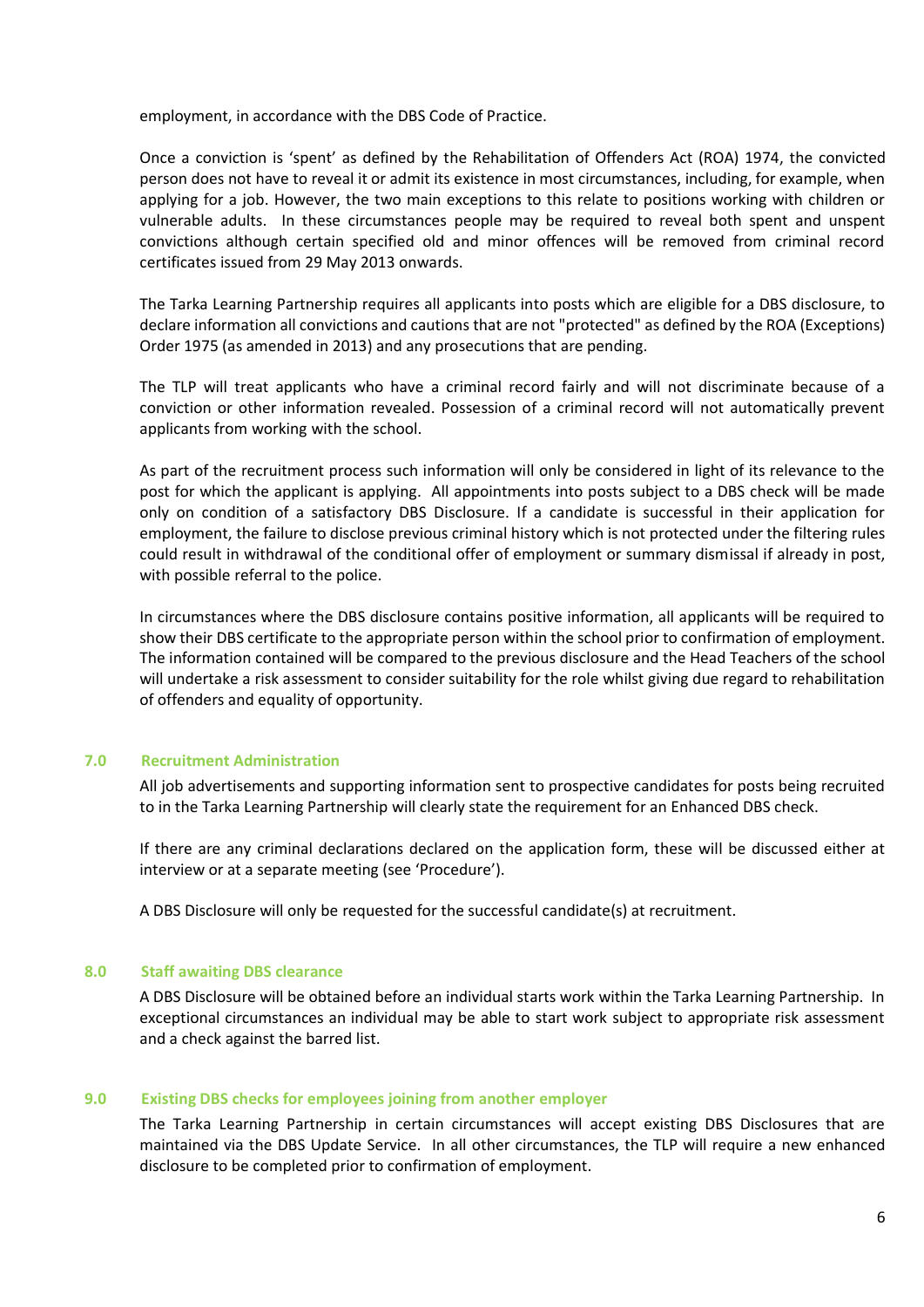employment, in accordance with the DBS Code of Practice.

Once a conviction is 'spent' as defined by the Rehabilitation of Offenders Act (ROA) 1974, the convicted person does not have to reveal it or admit its existence in most circumstances, including, for example, when applying for a job. However, the two main exceptions to this relate to positions working with children or vulnerable adults. In these circumstances people may be required to reveal both spent and unspent convictions although certain specified old and minor offences will be removed from criminal record certificates issued from 29 May 2013 onwards.

The Tarka Learning Partnership requires all applicants into posts which are eligible for a DBS disclosure, to declare information all convictions and cautions that are not "protected" as defined by the ROA (Exceptions) Order 1975 (as amended in 2013) and any prosecutions that are pending.

The TLP will treat applicants who have a criminal record fairly and will not discriminate because of a conviction or other information revealed. Possession of a criminal record will not automatically prevent applicants from working with the school.

As part of the recruitment process such information will only be considered in light of its relevance to the post for which the applicant is applying. All appointments into posts subject to a DBS check will be made only on condition of a satisfactory DBS Disclosure. If a candidate is successful in their application for employment, the failure to disclose previous criminal history which is not protected under the filtering rules could result in withdrawal of the conditional offer of employment or summary dismissal if already in post, with possible referral to the police.

In circumstances where the DBS disclosure contains positive information, all applicants will be required to show their DBS certificate to the appropriate person within the school prior to confirmation of employment. The information contained will be compared to the previous disclosure and the Head Teachers of the school will undertake a risk assessment to consider suitability for the role whilst giving due regard to rehabilitation of offenders and equality of opportunity.

## 7.0 Recruitment Administration

All job advertisements and supporting information sent to prospective candidates for posts being recruited to in the Tarka Learning Partnership will clearly state the requirement for an Enhanced DBS check.

If there are any criminal declarations declared on the application form, these will be discussed either at interview or at a separate meeting (see 'Procedure').

A DBS Disclosure will only be requested for the successful candidate(s) at recruitment.

## 8.0 Staff awaiting DBS clearance

A DBS Disclosure will be obtained before an individual starts work within the Tarka Learning Partnership. In exceptional circumstances an individual may be able to start work subject to appropriate risk assessment and a check against the barred list.

## 9.0 Existing DBS checks for employees joining from another employer

The Tarka Learning Partnership in certain circumstances will accept existing DBS Disclosures that are maintained via the DBS Update Service. In all other circumstances, the TLP will require a new enhanced disclosure to be completed prior to confirmation of employment.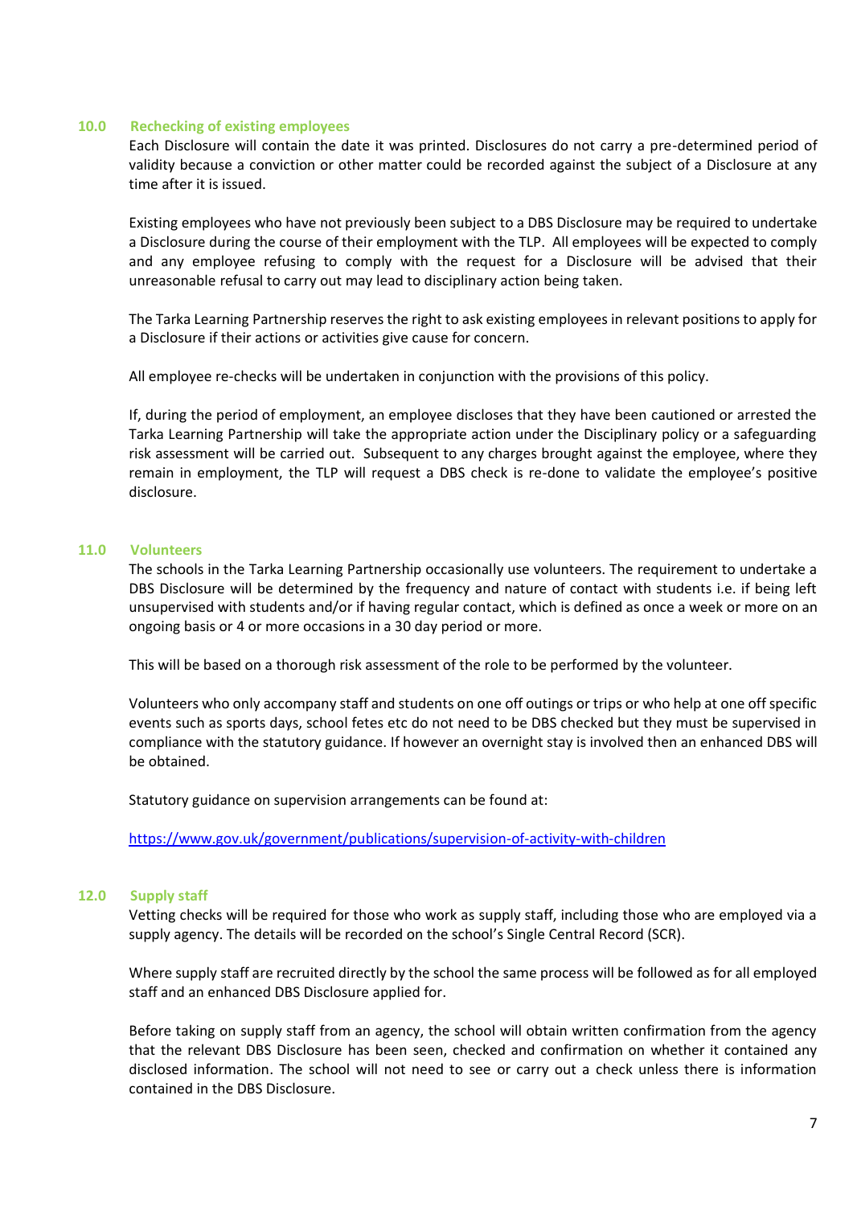## 10.0 Rechecking of existing employees

Each Disclosure will contain the date it was printed. Disclosures do not carry a pre-determined period of validity because a conviction or other matter could be recorded against the subject of a Disclosure at any time after it is issued.

Existing employees who have not previously been subject to a DBS Disclosure may be required to undertake a Disclosure during the course of their employment with the TLP. All employees will be expected to comply and any employee refusing to comply with the request for a Disclosure will be advised that their unreasonable refusal to carry out may lead to disciplinary action being taken.

The Tarka Learning Partnership reserves the right to ask existing employees in relevant positions to apply for a Disclosure if their actions or activities give cause for concern.

All employee re-checks will be undertaken in conjunction with the provisions of this policy.

If, during the period of employment, an employee discloses that they have been cautioned or arrested the Tarka Learning Partnership will take the appropriate action under the Disciplinary policy or a safeguarding risk assessment will be carried out. Subsequent to any charges brought against the employee, where they remain in employment, the TLP will request a DBS check is re-done to validate the employee's positive disclosure.

## 11.0 Volunteers

The schools in the Tarka Learning Partnership occasionally use volunteers. The requirement to undertake a DBS Disclosure will be determined by the frequency and nature of contact with students i.e. if being left unsupervised with students and/or if having regular contact, which is defined as once a week or more on an ongoing basis or 4 or more occasions in a 30 day period or more.

This will be based on a thorough risk assessment of the role to be performed by the volunteer.

Volunteers who only accompany staff and students on one off outings or trips or who help at one off specific events such as sports days, school fetes etc do not need to be DBS checked but they must be supervised in compliance with the statutory guidance. If however an overnight stay is involved then an enhanced DBS will be obtained.

Statutory guidance on supervision arrangements can be found at:

https://www.gov.uk/government/publications/supervision-of-activity-with-children

## 12.0 Supply staff

Vetting checks will be required for those who work as supply staff, including those who are employed via a supply agency. The details will be recorded on the school's Single Central Record (SCR).

Where supply staff are recruited directly by the school the same process will be followed as for all employed staff and an enhanced DBS Disclosure applied for.

Before taking on supply staff from an agency, the school will obtain written confirmation from the agency that the relevant DBS Disclosure has been seen, checked and confirmation on whether it contained any disclosed information. The school will not need to see or carry out a check unless there is information contained in the DBS Disclosure.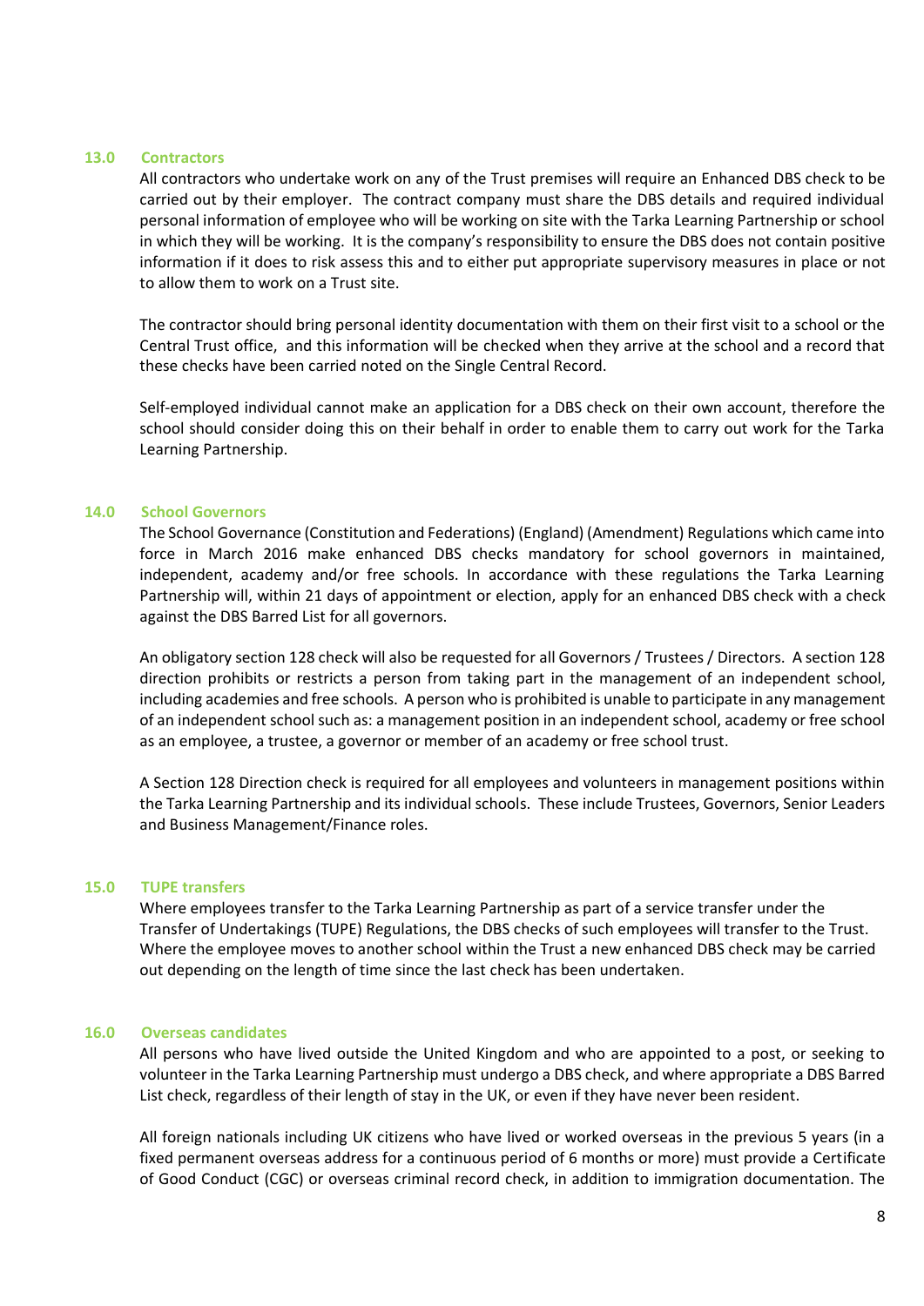## 13.0 Contractors

All contractors who undertake work on any of the Trust premises will require an Enhanced DBS check to be carried out by their employer. The contract company must share the DBS details and required individual personal information of employee who will be working on site with the Tarka Learning Partnership or school in which they will be working. It is the company's responsibility to ensure the DBS does not contain positive information if it does to risk assess this and to either put appropriate supervisory measures in place or not to allow them to work on a Trust site.

The contractor should bring personal identity documentation with them on their first visit to a school or the Central Trust office, and this information will be checked when they arrive at the school and a record that these checks have been carried noted on the Single Central Record.

Self-employed individual cannot make an application for a DBS check on their own account, therefore the school should consider doing this on their behalf in order to enable them to carry out work for the Tarka Learning Partnership.

## 14.0 School Governors

The School Governance (Constitution and Federations) (England) (Amendment) Regulations which came into force in March 2016 make enhanced DBS checks mandatory for school governors in maintained, independent, academy and/or free schools. In accordance with these regulations the Tarka Learning Partnership will, within 21 days of appointment or election, apply for an enhanced DBS check with a check against the DBS Barred List for all governors.

An obligatory section 128 check will also be requested for all Governors / Trustees / Directors. A section 128 direction prohibits or restricts a person from taking part in the management of an independent school, including academies and free schools. A person who is prohibited is unable to participate in any management of an independent school such as: a management position in an independent school, academy or free school as an employee, a trustee, a governor or member of an academy or free school trust.

A Section 128 Direction check is required for all employees and volunteers in management positions within the Tarka Learning Partnership and its individual schools. These include Trustees, Governors, Senior Leaders and Business Management/Finance roles.

## 15.0 TUPE transfers

Where employees transfer to the Tarka Learning Partnership as part of a service transfer under the Transfer of Undertakings (TUPE) Regulations, the DBS checks of such employees will transfer to the Trust. Where the employee moves to another school within the Trust a new enhanced DBS check may be carried out depending on the length of time since the last check has been undertaken.

## 16.0 Overseas candidates

All persons who have lived outside the United Kingdom and who are appointed to a post, or seeking to volunteer in the Tarka Learning Partnership must undergo a DBS check, and where appropriate a DBS Barred List check, regardless of their length of stay in the UK, or even if they have never been resident.

All foreign nationals including UK citizens who have lived or worked overseas in the previous 5 years (in a fixed permanent overseas address for a continuous period of 6 months or more) must provide a Certificate of Good Conduct (CGC) or overseas criminal record check, in addition to immigration documentation. The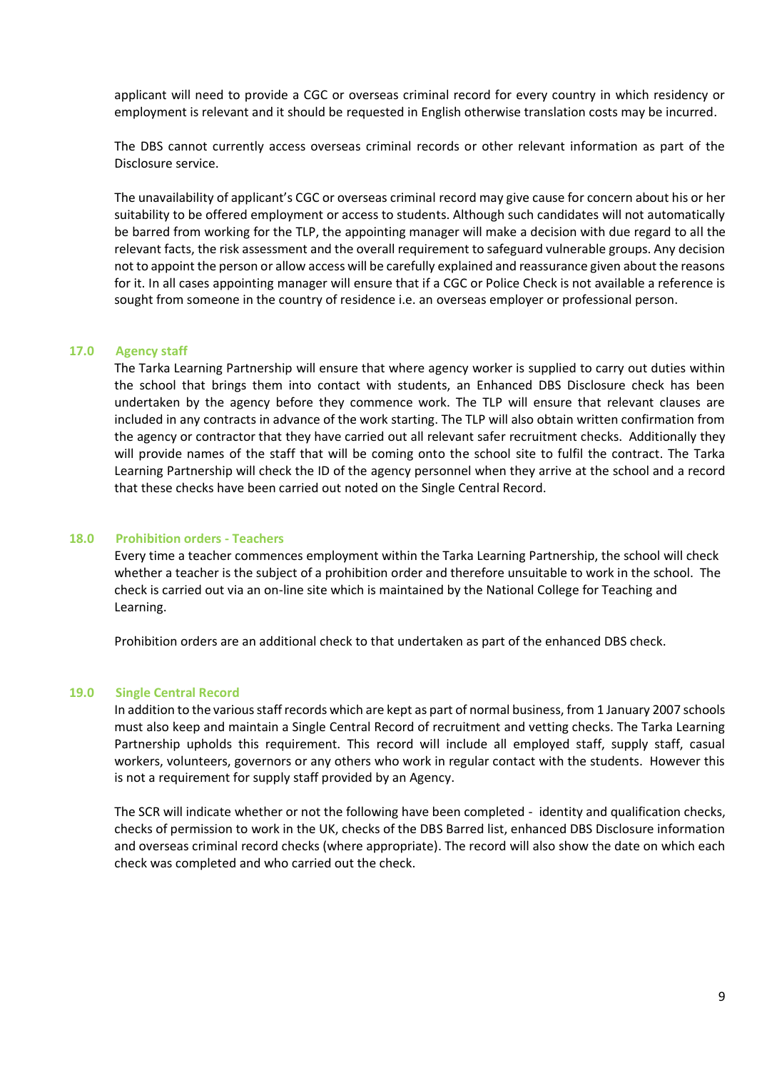applicant will need to provide a CGC or overseas criminal record for every country in which residency or employment is relevant and it should be requested in English otherwise translation costs may be incurred.

The DBS cannot currently access overseas criminal records or other relevant information as part of the Disclosure service.

The unavailability of applicant's CGC or overseas criminal record may give cause for concern about his or her suitability to be offered employment or access to students. Although such candidates will not automatically be barred from working for the TLP, the appointing manager will make a decision with due regard to all the relevant facts, the risk assessment and the overall requirement to safeguard vulnerable groups. Any decision not to appoint the person or allow access will be carefully explained and reassurance given about the reasons for it. In all cases appointing manager will ensure that if a CGC or Police Check is not available a reference is sought from someone in the country of residence i.e. an overseas employer or professional person.

## 17.0 Agency staff

The Tarka Learning Partnership will ensure that where agency worker is supplied to carry out duties within the school that brings them into contact with students, an Enhanced DBS Disclosure check has been undertaken by the agency before they commence work. The TLP will ensure that relevant clauses are included in any contracts in advance of the work starting. The TLP will also obtain written confirmation from the agency or contractor that they have carried out all relevant safer recruitment checks. Additionally they will provide names of the staff that will be coming onto the school site to fulfil the contract. The Tarka Learning Partnership will check the ID of the agency personnel when they arrive at the school and a record that these checks have been carried out noted on the Single Central Record.

## 18.0 Prohibition orders - Teachers

Every time a teacher commences employment within the Tarka Learning Partnership, the school will check whether a teacher is the subject of a prohibition order and therefore unsuitable to work in the school. The check is carried out via an on-line site which is maintained by the National College for Teaching and Learning.

Prohibition orders are an additional check to that undertaken as part of the enhanced DBS check.

## 19.0 Single Central Record

In addition to the various staff records which are kept as part of normal business, from 1 January 2007 schools must also keep and maintain a Single Central Record of recruitment and vetting checks. The Tarka Learning Partnership upholds this requirement. This record will include all employed staff, supply staff, casual workers, volunteers, governors or any others who work in regular contact with the students. However this is not a requirement for supply staff provided by an Agency.

The SCR will indicate whether or not the following have been completed - identity and qualification checks, checks of permission to work in the UK, checks of the DBS Barred list, enhanced DBS Disclosure information and overseas criminal record checks (where appropriate). The record will also show the date on which each check was completed and who carried out the check.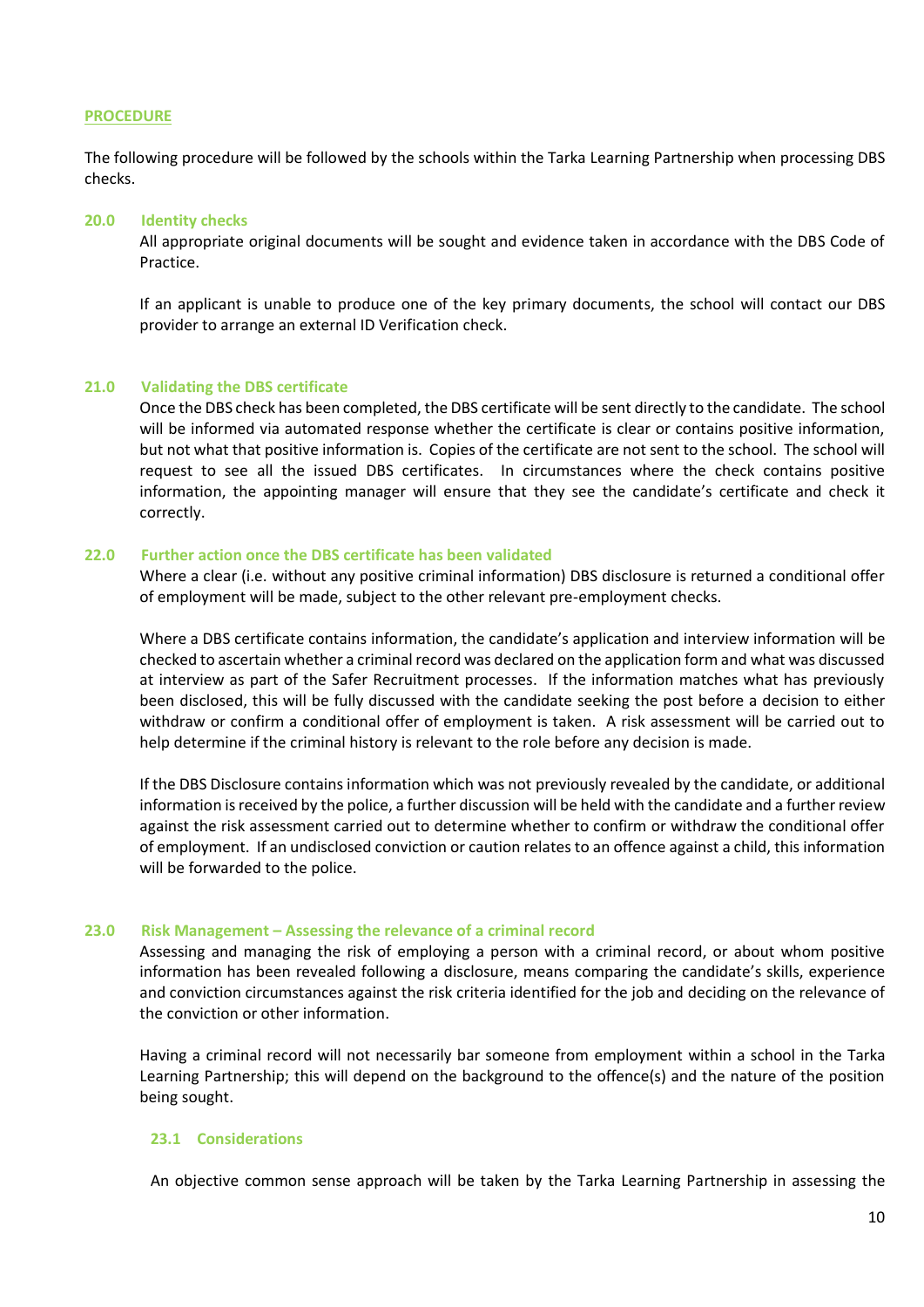## PROCEDURE

The following procedure will be followed by the schools within the Tarka Learning Partnership when processing DBS checks.

### 20.0 Identity checks

All appropriate original documents will be sought and evidence taken in accordance with the DBS Code of Practice.

If an applicant is unable to produce one of the key primary documents, the school will contact our DBS provider to arrange an external ID Verification check.

### 21.0 Validating the DBS certificate

Once the DBS check has been completed, the DBS certificate will be sent directly to the candidate. The school will be informed via automated response whether the certificate is clear or contains positive information, but not what that positive information is. Copies of the certificate are not sent to the school. The school will request to see all the issued DBS certificates. In circumstances where the check contains positive information, the appointing manager will ensure that they see the candidate's certificate and check it correctly.

### 22.0 Further action once the DBS certificate has been validated

Where a clear (i.e. without any positive criminal information) DBS disclosure is returned a conditional offer of employment will be made, subject to the other relevant pre-employment checks.

Where a DBS certificate contains information, the candidate's application and interview information will be checked to ascertain whether a criminal record was declared on the application form and what was discussed at interview as part of the Safer Recruitment processes. If the information matches what has previously been disclosed, this will be fully discussed with the candidate seeking the post before a decision to either withdraw or confirm a conditional offer of employment is taken. A risk assessment will be carried out to help determine if the criminal history is relevant to the role before any decision is made.

If the DBS Disclosure contains information which was not previously revealed by the candidate, or additional information is received by the police, a further discussion will be held with the candidate and a further review against the risk assessment carried out to determine whether to confirm or withdraw the conditional offer of employment. If an undisclosed conviction or caution relates to an offence against a child, this information will be forwarded to the police.

### 23.0 Risk Management – Assessing the relevance of a criminal record

Assessing and managing the risk of employing a person with a criminal record, or about whom positive information has been revealed following a disclosure, means comparing the candidate's skills, experience and conviction circumstances against the risk criteria identified for the job and deciding on the relevance of the conviction or other information.

Having a criminal record will not necessarily bar someone from employment within a school in the Tarka Learning Partnership; this will depend on the background to the offence(s) and the nature of the position being sought.

#### 23.1 Considerations

An objective common sense approach will be taken by the Tarka Learning Partnership in assessing the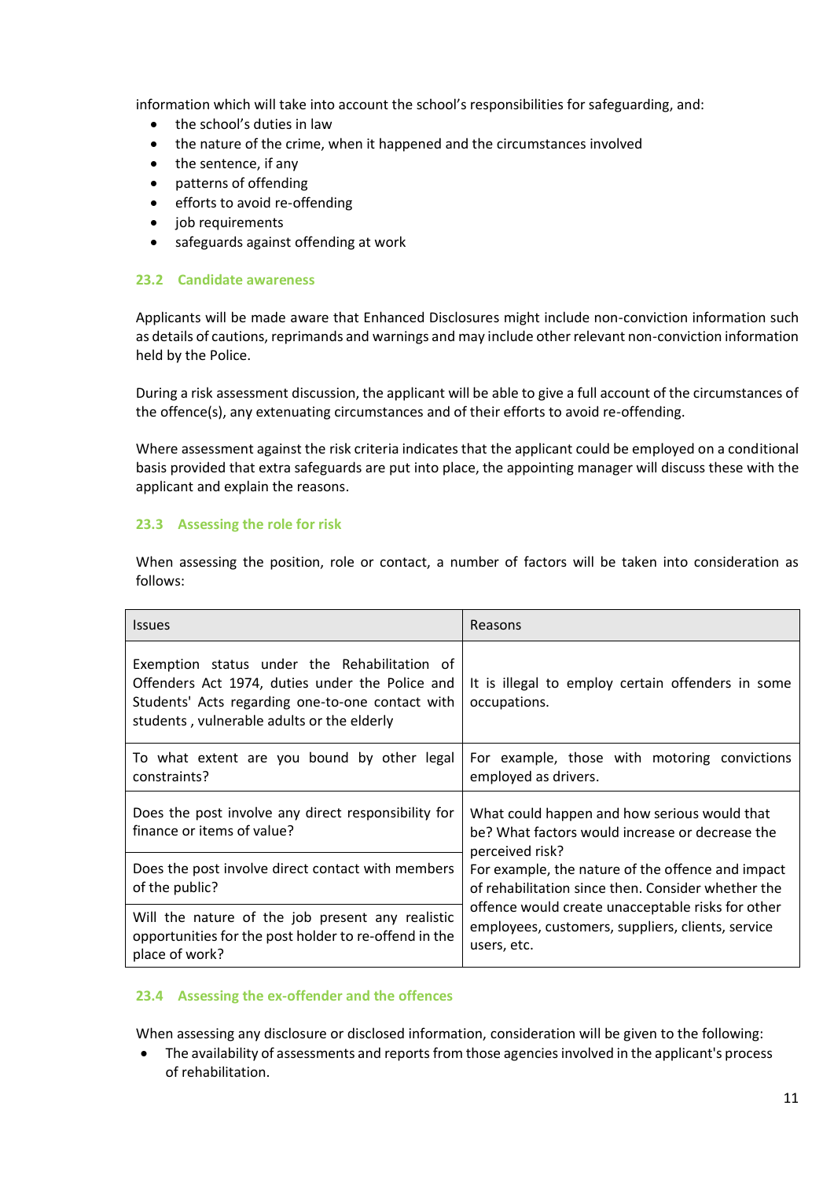information which will take into account the school's responsibilities for safeguarding, and:

- the school's duties in law
- the nature of the crime, when it happened and the circumstances involved
- the sentence, if any
- patterns of offending
- efforts to avoid re-offending
- job requirements
- safeguards against offending at work

### 23.2 Candidate awareness

Applicants will be made aware that Enhanced Disclosures might include non-conviction information such as details of cautions, reprimands and warnings and may include other relevant non-conviction information held by the Police.

During a risk assessment discussion, the applicant will be able to give a full account of the circumstances of the offence(s), any extenuating circumstances and of their efforts to avoid re-offending.

Where assessment against the risk criteria indicates that the applicant could be employed on a conditional basis provided that extra safeguards are put into place, the appointing manager will discuss these with the applicant and explain the reasons.

### 23.3 Assessing the role for risk

When assessing the position, role or contact, a number of factors will be taken into consideration as follows:

| Issues | Reasons |
|---|---|
| Exemption status under the Rehabilitation of Offenders Act 1974, duties under the Police and Students' Acts regarding one-to-one contact with students , vulnerable adults or the elderly | It is illegal to employ certain offenders in some occupations. |
| To what extent are you bound by other legal constraints? | For example, those with motoring convictions employed as drivers. |
| Does the post involve any direct responsibility for finance or items of value? | What could happen and how serious would that be? What factors would increase or decrease the perceived risk?<br>For example, the nature of the offence and impact of rehabilitation since then. Consider whether the offence would create unacceptable risks for other employees, customers, suppliers, clients, service users, etc. |
| Does the post involve direct contact with members of the public? | |
| Will the nature of the job present any realistic opportunities for the post holder to re-offend in the place of work? | |

### 23.4 Assessing the ex-offender and the offences

When assessing any disclosure or disclosed information, consideration will be given to the following:

- The availability of assessments and reports from those agencies involved in the applicant's process of rehabilitation.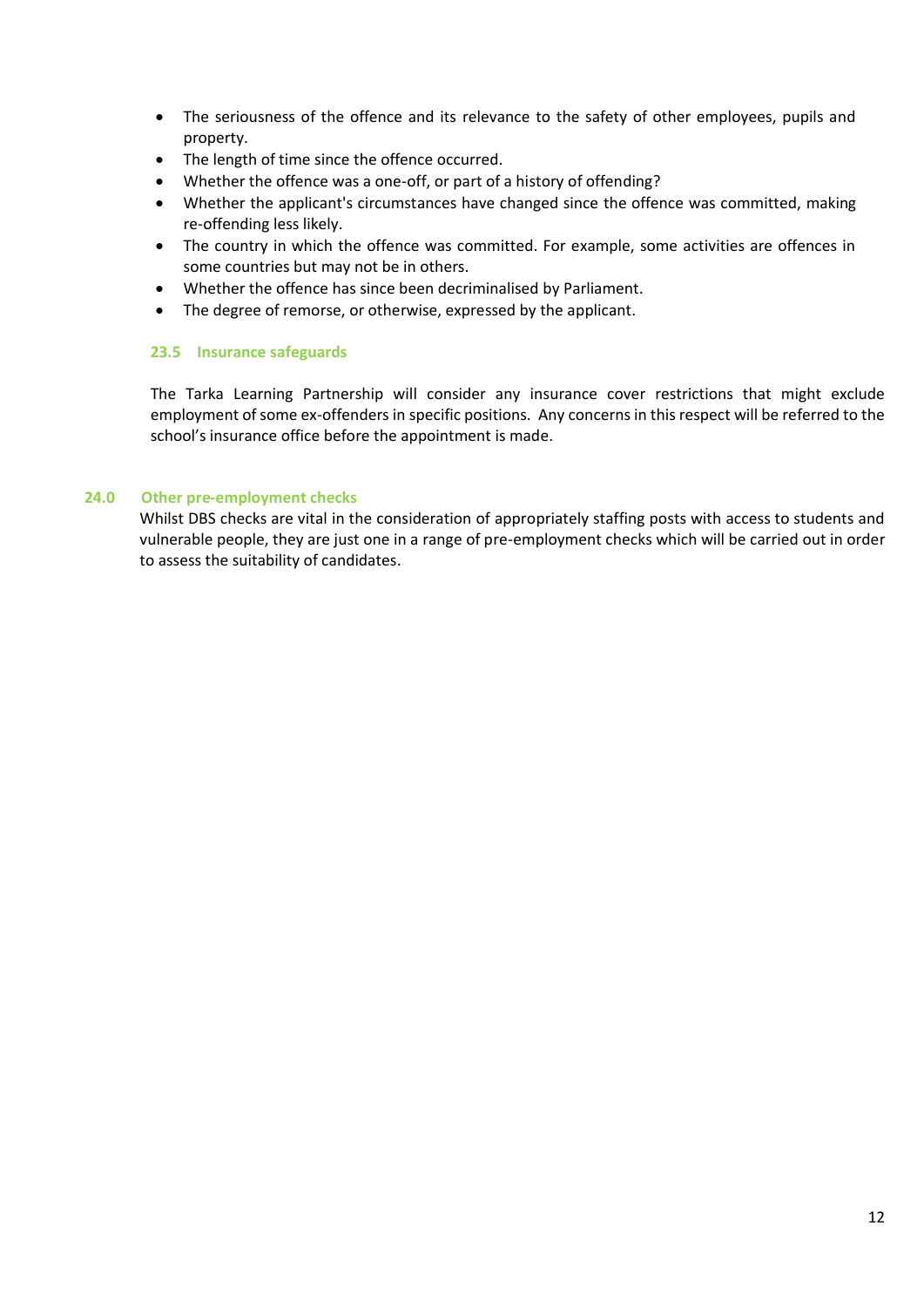- The seriousness of the offence and its relevance to the safety of other employees, pupils and property.
- The length of time since the offence occurred.
- Whether the offence was a one-off, or part of a history of offending?
- Whether the applicant's circumstances have changed since the offence was committed, making re-offending less likely.
- The country in which the offence was committed. For example, some activities are offences in some countries but may not be in others.
- Whether the offence has since been decriminalised by Parliament.
- The degree of remorse, or otherwise, expressed by the applicant.

### 23.5 Insurance safeguards

The Tarka Learning Partnership will consider any insurance cover restrictions that might exclude employment of some ex-offenders in specific positions. Any concerns in this respect will be referred to the school's insurance office before the appointment is made.

## 24.0 Other pre-employment checks

Whilst DBS checks are vital in the consideration of appropriately staffing posts with access to students and vulnerable people, they are just one in a range of pre-employment checks which will be carried out in order to assess the suitability of candidates.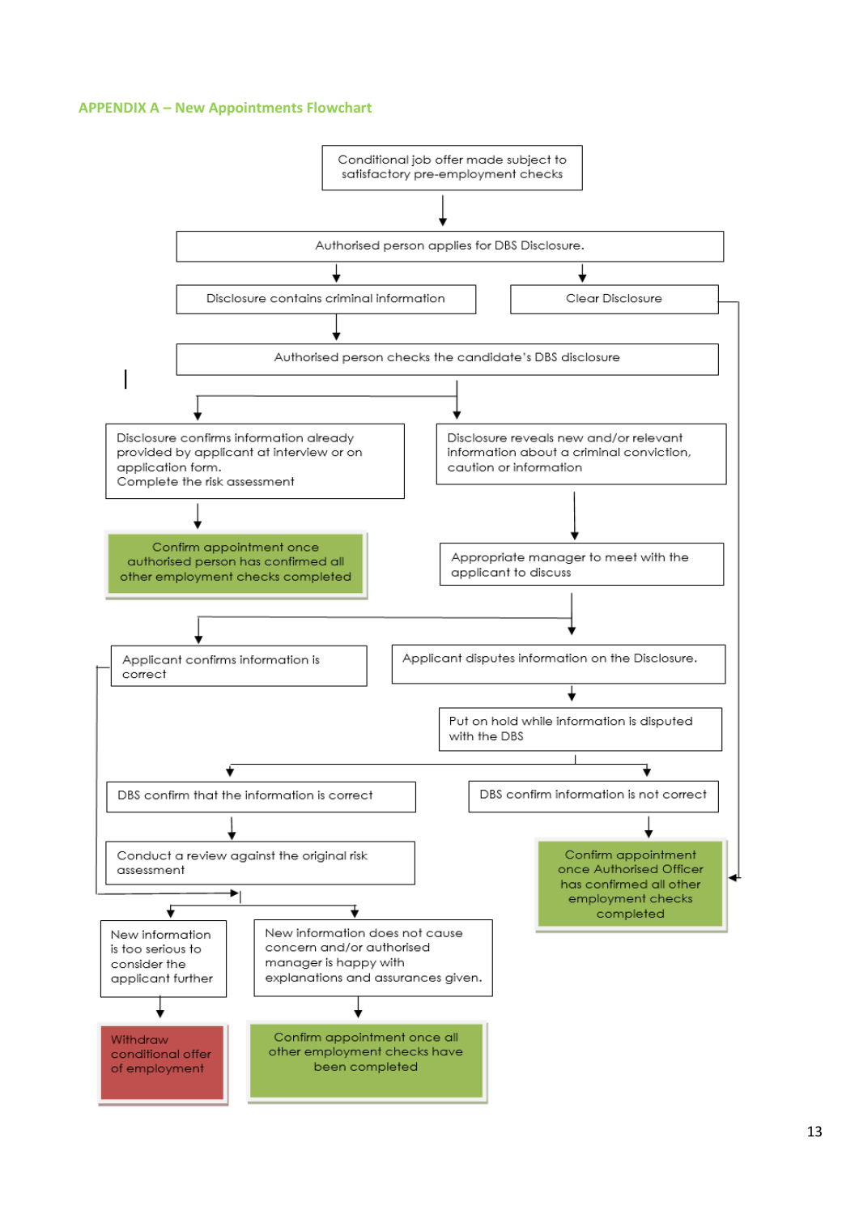## APPENDIX A – New Appointments Flowchart

- Conditional job offer made subject to satisfactory pre-employment checks
  - Authorised person applies for DBS Disclosure.
    - Disclosure contains criminal information
      - Authorised person checks the candidate's DBS disclosure
        - Disclosure confirms information already provided by applicant at interview or on application form. Complete the risk assessment
          - Confirm appointment once authorised person has confirmed all other employment checks completed
        - Disclosure reveals new and/or relevant information about a criminal conviction, caution or information
          - Appropriate manager to meet with the applicant to discuss
            - Applicant confirms information is correct
              - (goes to the New information outcomes below)
            - Applicant disputes information on the Disclosure.
              - Put on hold while information is disputed with the DBS
                - DBS confirm that the information is correct
                  - Conduct a review against the original risk assessment
                    - New information is too serious to consider the applicant further
                      - Withdraw conditional offer of employment
                    - New information does not cause concern and/or authorised manager is happy with explanations and assurances given.
                      - Confirm appointment once all other employment checks have been completed
                - DBS confirm information is not correct
                  - Confirm appointment once Authorised Officer has confirmed all other employment checks completed
    - Clear Disclosure
      - Confirm appointment once Authorised Officer has confirmed all other employment checks completed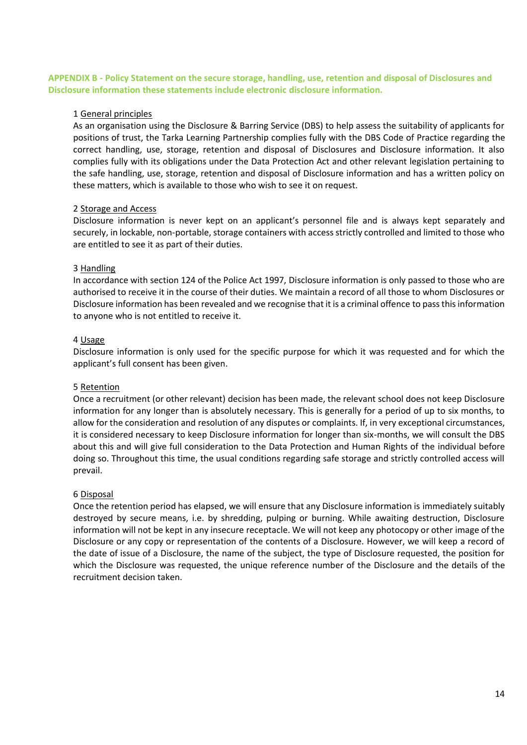**APPENDIX B - Policy Statement on the secure storage, handling, use, retention and disposal of Disclosures and Disclosure information these statements include electronic disclosure information.**

1 General principles

As an organisation using the Disclosure & Barring Service (DBS) to help assess the suitability of applicants for positions of trust, the Tarka Learning Partnership complies fully with the DBS Code of Practice regarding the correct handling, use, storage, retention and disposal of Disclosures and Disclosure information. It also complies fully with its obligations under the Data Protection Act and other relevant legislation pertaining to the safe handling, use, storage, retention and disposal of Disclosure information and has a written policy on these matters, which is available to those who wish to see it on request.

2 Storage and Access

Disclosure information is never kept on an applicant's personnel file and is always kept separately and securely, in lockable, non-portable, storage containers with access strictly controlled and limited to those who are entitled to see it as part of their duties.

3 Handling

In accordance with section 124 of the Police Act 1997, Disclosure information is only passed to those who are authorised to receive it in the course of their duties. We maintain a record of all those to whom Disclosures or Disclosure information has been revealed and we recognise that it is a criminal offence to pass this information to anyone who is not entitled to receive it.

4 Usage

Disclosure information is only used for the specific purpose for which it was requested and for which the applicant's full consent has been given.

5 Retention

Once a recruitment (or other relevant) decision has been made, the relevant school does not keep Disclosure information for any longer than is absolutely necessary. This is generally for a period of up to six months, to allow for the consideration and resolution of any disputes or complaints. If, in very exceptional circumstances, it is considered necessary to keep Disclosure information for longer than six-months, we will consult the DBS about this and will give full consideration to the Data Protection and Human Rights of the individual before doing so. Throughout this time, the usual conditions regarding safe storage and strictly controlled access will prevail.

6 Disposal

Once the retention period has elapsed, we will ensure that any Disclosure information is immediately suitably destroyed by secure means, i.e. by shredding, pulping or burning. While awaiting destruction, Disclosure information will not be kept in any insecure receptacle. We will not keep any photocopy or other image of the Disclosure or any copy or representation of the contents of a Disclosure. However, we will keep a record of the date of issue of a Disclosure, the name of the subject, the type of Disclosure requested, the position for which the Disclosure was requested, the unique reference number of the Disclosure and the details of the recruitment decision taken.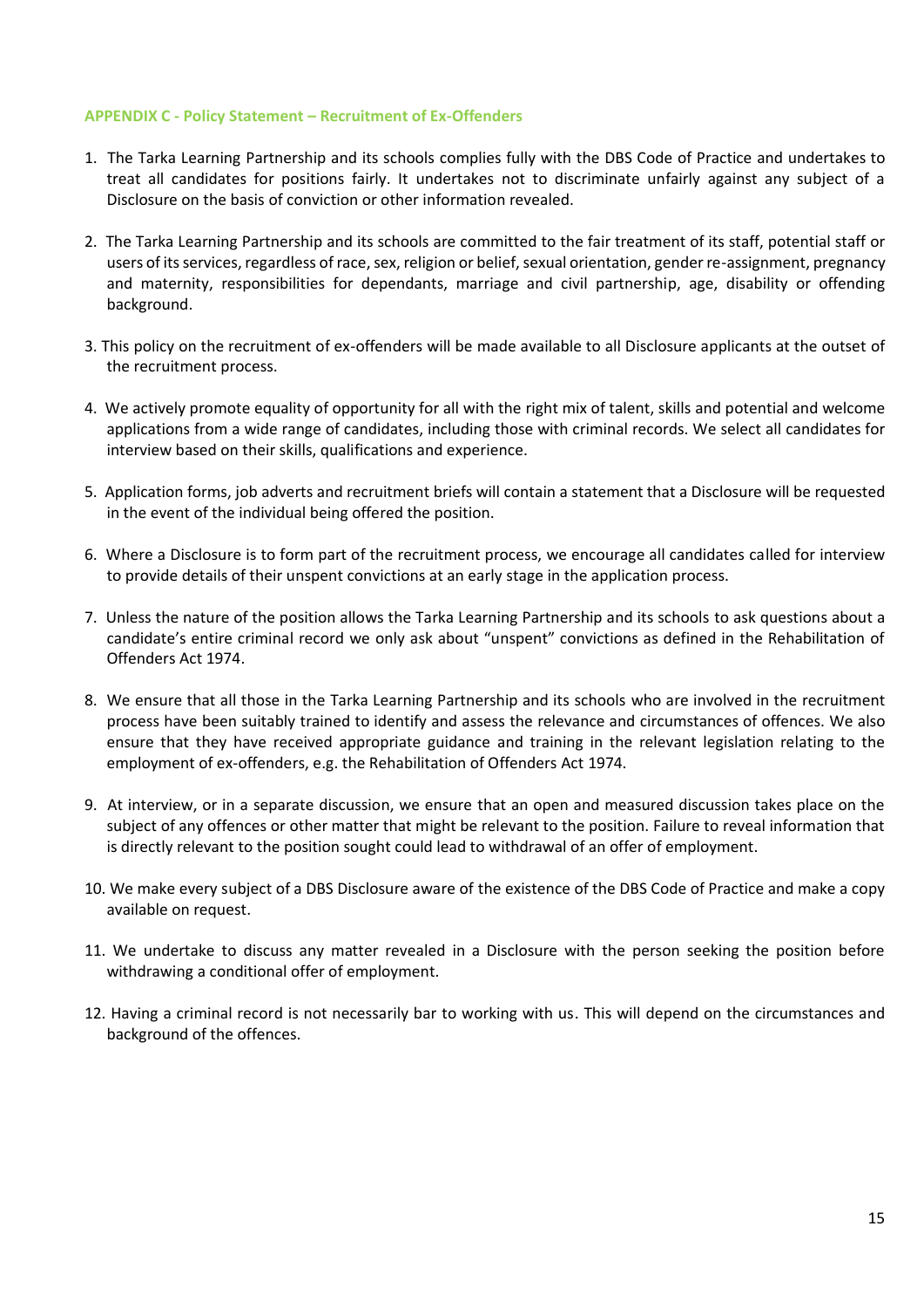### APPENDIX C - Policy Statement – Recruitment of Ex-Offenders

1. The Tarka Learning Partnership and its schools complies fully with the DBS Code of Practice and undertakes to treat all candidates for positions fairly. It undertakes not to discriminate unfairly against any subject of a Disclosure on the basis of conviction or other information revealed.

2. The Tarka Learning Partnership and its schools are committed to the fair treatment of its staff, potential staff or users of its services, regardless of race, sex, religion or belief, sexual orientation, gender re-assignment, pregnancy and maternity, responsibilities for dependants, marriage and civil partnership, age, disability or offending background.

3. This policy on the recruitment of ex-offenders will be made available to all Disclosure applicants at the outset of the recruitment process.

4. We actively promote equality of opportunity for all with the right mix of talent, skills and potential and welcome applications from a wide range of candidates, including those with criminal records. We select all candidates for interview based on their skills, qualifications and experience.

5. Application forms, job adverts and recruitment briefs will contain a statement that a Disclosure will be requested in the event of the individual being offered the position.

6. Where a Disclosure is to form part of the recruitment process, we encourage all candidates called for interview to provide details of their unspent convictions at an early stage in the application process.

7. Unless the nature of the position allows the Tarka Learning Partnership and its schools to ask questions about a candidate's entire criminal record we only ask about "unspent" convictions as defined in the Rehabilitation of Offenders Act 1974.

8. We ensure that all those in the Tarka Learning Partnership and its schools who are involved in the recruitment process have been suitably trained to identify and assess the relevance and circumstances of offences. We also ensure that they have received appropriate guidance and training in the relevant legislation relating to the employment of ex-offenders, e.g. the Rehabilitation of Offenders Act 1974.

9. At interview, or in a separate discussion, we ensure that an open and measured discussion takes place on the subject of any offences or other matter that might be relevant to the position. Failure to reveal information that is directly relevant to the position sought could lead to withdrawal of an offer of employment.

10. We make every subject of a DBS Disclosure aware of the existence of the DBS Code of Practice and make a copy available on request.

11. We undertake to discuss any matter revealed in a Disclosure with the person seeking the position before withdrawing a conditional offer of employment.

12. Having a criminal record is not necessarily bar to working with us. This will depend on the circumstances and background of the offences.